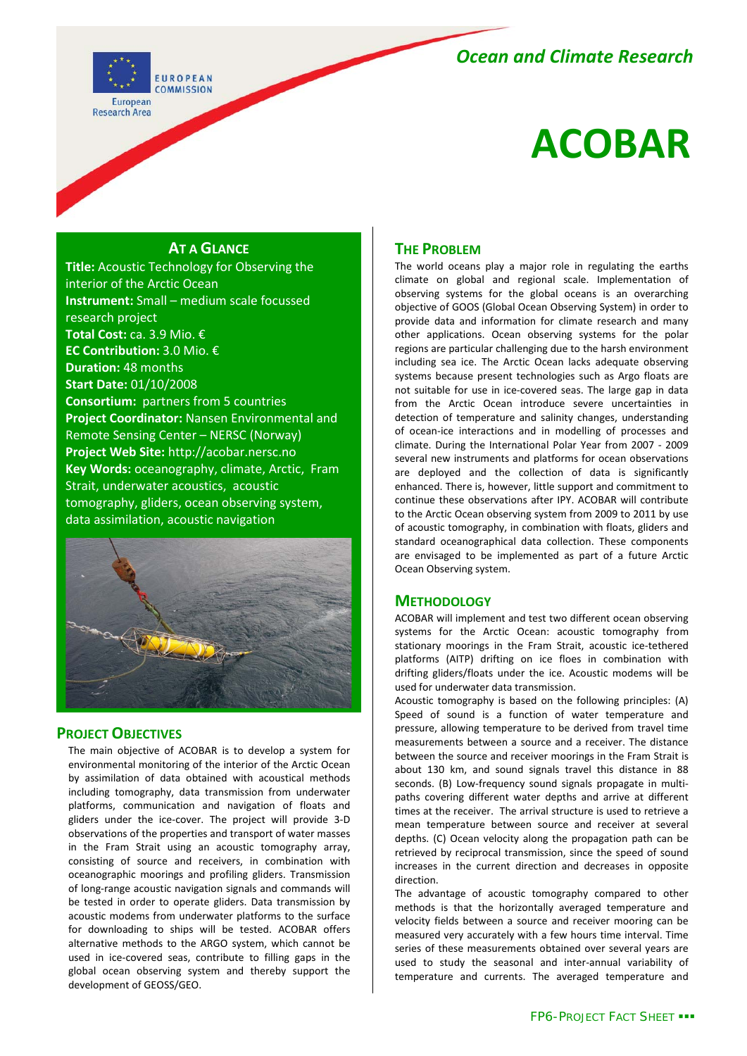*Ocean and Climate Research*

# ACOBAR

## At a Glance

**Title:** Acoustic Technology for Observing the interior of the Arctic Ocean
**Instrument:** Small – medium scale focussed research project
**Total Cost:** ca. 3.9 Mio. €
**EC Contribution:** 3.0 Mio. €
**Duration:** 48 months
**Start Date:** 01/10/2008
**Consortium:** partners from 5 countries
**Project Coordinator:** Nansen Environmental and Remote Sensing Center – NERSC (Norway)
**Project Web Site:** http://acobar.nersc.no
**Key Words:** oceanography, climate, Arctic, Fram Strait, underwater acoustics, acoustic tomography, gliders, ocean observing system, data assimilation, acoustic navigation

## Project Objectives

The main objective of ACOBAR is to develop a system for environmental monitoring of the interior of the Arctic Ocean by assimilation of data obtained with acoustical methods including tomography, data transmission from underwater platforms, communication and navigation of floats and gliders under the ice-cover. The project will provide 3-D observations of the properties and transport of water masses in the Fram Strait using an acoustic tomography array, consisting of source and receivers, in combination with oceanographic moorings and profiling gliders. Transmission of long-range acoustic navigation signals and commands will be tested in order to operate gliders. Data transmission by acoustic modems from underwater platforms to the surface for downloading to ships will be tested. ACOBAR offers alternative methods to the ARGO system, which cannot be used in ice-covered seas, contribute to filling gaps in the global ocean observing system and thereby support the development of GEOSS/GEO.

## The Problem

The world oceans play a major role in regulating the earths climate on global and regional scale. Implementation of observing systems for the global oceans is an overarching objective of GOOS (Global Ocean Observing System) in order to provide data and information for climate research and many other applications. Ocean observing systems for the polar regions are particular challenging due to the harsh environment including sea ice. The Arctic Ocean lacks adequate observing systems because present technologies such as Argo floats are not suitable for use in ice-covered seas. The large gap in data from the Arctic Ocean introduce severe uncertainties in detection of temperature and salinity changes, understanding of ocean-ice interactions and in modelling of processes and climate. During the International Polar Year from 2007 - 2009 several new instruments and platforms for ocean observations are deployed and the collection of data is significantly enhanced. There is, however, little support and commitment to continue these observations after IPY. ACOBAR will contribute to the Arctic Ocean observing system from 2009 to 2011 by use of acoustic tomography, in combination with floats, gliders and standard oceanographical data collection. These components are envisaged to be implemented as part of a future Arctic Ocean Observing system.

## Methodology

ACOBAR will implement and test two different ocean observing systems for the Arctic Ocean: acoustic tomography from stationary moorings in the Fram Strait, acoustic ice-tethered platforms (AITP) drifting on ice floes in combination with drifting gliders/floats under the ice. Acoustic modems will be used for underwater data transmission.

Acoustic tomography is based on the following principles: (A) Speed of sound is a function of water temperature and pressure, allowing temperature to be derived from travel time measurements between a source and a receiver. The distance between the source and receiver moorings in the Fram Strait is about 130 km, and sound signals travel this distance in 88 seconds. (B) Low-frequency sound signals propagate in multi-paths covering different water depths and arrive at different times at the receiver. The arrival structure is used to retrieve a mean temperature between source and receiver at several depths. (C) Ocean velocity along the propagation path can be retrieved by reciprocal transmission, since the speed of sound increases in the current direction and decreases in opposite direction.

The advantage of acoustic tomography compared to other methods is that the horizontally averaged temperature and velocity fields between a source and receiver mooring can be measured very accurately with a few hours time interval. Time series of these measurements obtained over several years are used to study the seasonal and inter-annual variability of temperature and currents. The averaged temperature and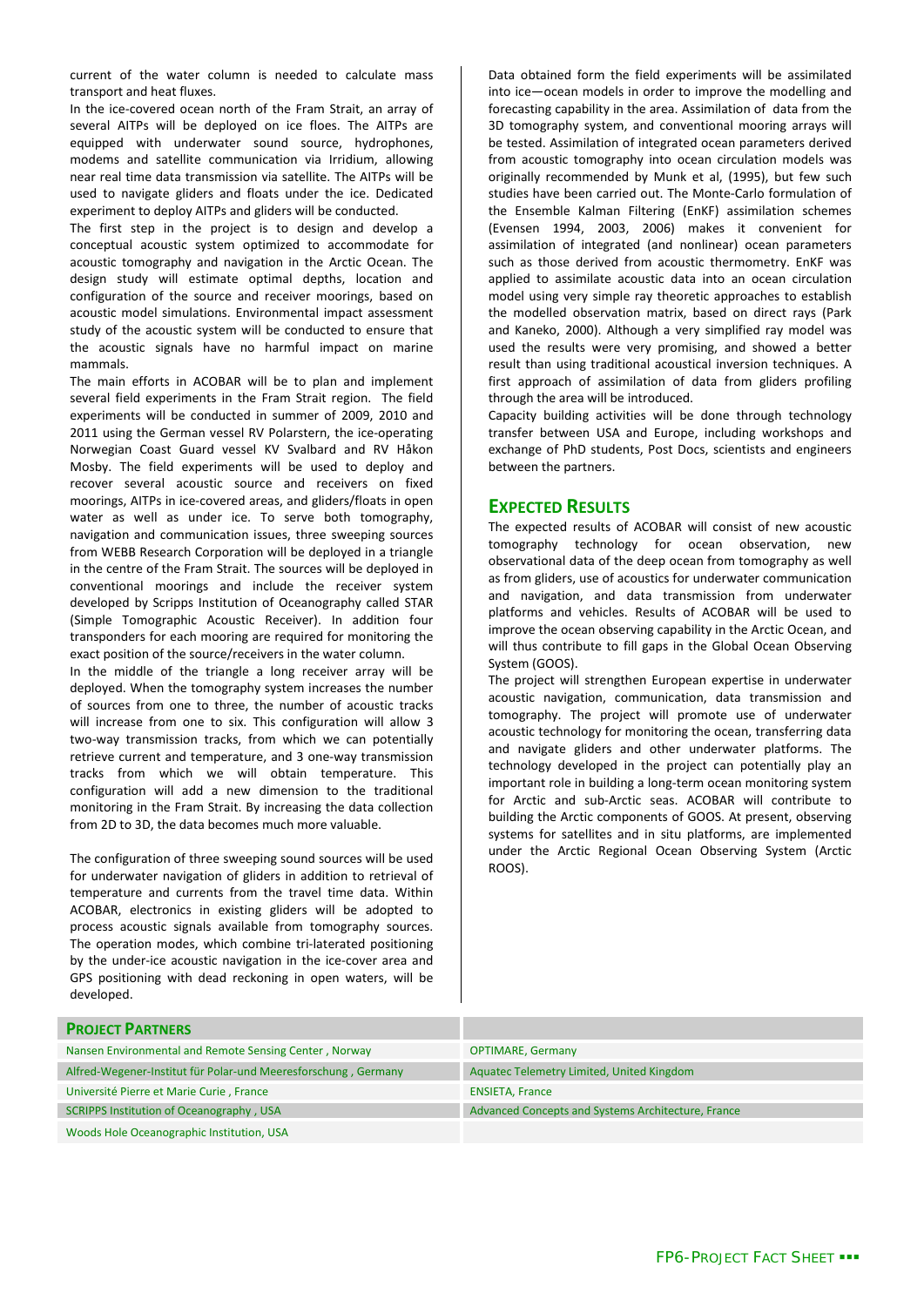current of the water column is needed to calculate mass transport and heat fluxes.

In the ice-covered ocean north of the Fram Strait, an array of several AITPs will be deployed on ice floes. The AITPs are equipped with underwater sound source, hydrophones, modems and satellite communication via Irridium, allowing near real time data transmission via satellite. The AITPs will be used to navigate gliders and floats under the ice. Dedicated experiment to deploy AITPs and gliders will be conducted.

The first step in the project is to design and develop a conceptual acoustic system optimized to accommodate for acoustic tomography and navigation in the Arctic Ocean. The design study will estimate optimal depths, location and configuration of the source and receiver moorings, based on acoustic model simulations. Environmental impact assessment study of the acoustic system will be conducted to ensure that the acoustic signals have no harmful impact on marine mammals.

The main efforts in ACOBAR will be to plan and implement several field experiments in the Fram Strait region. The field experiments will be conducted in summer of 2009, 2010 and 2011 using the German vessel RV Polarstern, the ice-operating Norwegian Coast Guard vessel KV Svalbard and RV Håkon Mosby. The field experiments will be used to deploy and recover several acoustic source and receivers on fixed moorings, AITPs in ice-covered areas, and gliders/floats in open water as well as under ice. To serve both tomography, navigation and communication issues, three sweeping sources from WEBB Research Corporation will be deployed in a triangle in the centre of the Fram Strait. The sources will be deployed in conventional moorings and include the receiver system developed by Scripps Institution of Oceanography called STAR (Simple Tomographic Acoustic Receiver). In addition four transponders for each mooring are required for monitoring the exact position of the source/receivers in the water column.

In the middle of the triangle a long receiver array will be deployed. When the tomography system increases the number of sources from one to three, the number of acoustic tracks will increase from one to six. This configuration will allow 3 two-way transmission tracks, from which we can potentially retrieve current and temperature, and 3 one-way transmission tracks from which we will obtain temperature. This configuration will add a new dimension to the traditional monitoring in the Fram Strait. By increasing the data collection from 2D to 3D, the data becomes much more valuable.

The configuration of three sweeping sound sources will be used for underwater navigation of gliders in addition to retrieval of temperature and currents from the travel time data. Within ACOBAR, electronics in existing gliders will be adopted to process acoustic signals available from tomography sources. The operation modes, which combine tri-laterated positioning by the under-ice acoustic navigation in the ice-cover area and GPS positioning with dead reckoning in open waters, will be developed.

Data obtained form the field experiments will be assimilated into ice—ocean models in order to improve the modelling and forecasting capability in the area. Assimilation of data from the 3D tomography system, and conventional mooring arrays will be tested. Assimilation of integrated ocean parameters derived from acoustic tomography into ocean circulation models was originally recommended by Munk et al, (1995), but few such studies have been carried out. The Monte-Carlo formulation of the Ensemble Kalman Filtering (EnKF) assimilation schemes (Evensen 1994, 2003, 2006) makes it convenient for assimilation of integrated (and nonlinear) ocean parameters such as those derived from acoustic thermometry. EnKF was applied to assimilate acoustic data into an ocean circulation model using very simple ray theoretic approaches to establish the modelled observation matrix, based on direct rays (Park and Kaneko, 2000). Although a very simplified ray model was used the results were very promising, and showed a better result than using traditional acoustical inversion techniques. A first approach of assimilation of data from gliders profiling through the area will be introduced.

Capacity building activities will be done through technology transfer between USA and Europe, including workshops and exchange of PhD students, Post Docs, scientists and engineers between the partners.

## Expected Results

The expected results of ACOBAR will consist of new acoustic tomography technology for ocean observation, new observational data of the deep ocean from tomography as well as from gliders, use of acoustics for underwater communication and navigation, and data transmission from underwater platforms and vehicles. Results of ACOBAR will be used to improve the ocean observing capability in the Arctic Ocean, and will thus contribute to fill gaps in the Global Ocean Observing System (GOOS).

The project will strengthen European expertise in underwater acoustic navigation, communication, data transmission and tomography. The project will promote use of underwater acoustic technology for monitoring the ocean, transferring data and navigate gliders and other underwater platforms. The technology developed in the project can potentially play an important role in building a long-term ocean monitoring system for Arctic and sub-Arctic seas. ACOBAR will contribute to building the Arctic components of GOOS. At present, observing systems for satellites and in situ platforms, are implemented under the Arctic Regional Ocean Observing System (Arctic ROOS).

## Project Partners

| | |
|---|---|
| Nansen Environmental and Remote Sensing Center , Norway | OPTIMARE, Germany |
| Alfred-Wegener-Institut für Polar-und Meeresforschung , Germany | Aquatec Telemetry Limited, United Kingdom |
| Université Pierre et Marie Curie , France | ENSIETA, France |
| SCRIPPS Institution of Oceanography , USA | Advanced Concepts and Systems Architecture, France |
| Woods Hole Oceanographic Institution, USA | |